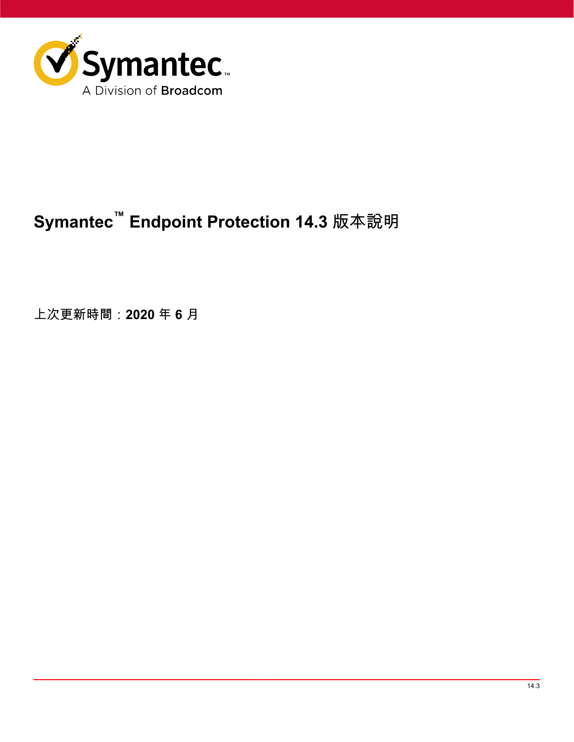# Symantec™ Endpoint Protection 14.3 版本說明

上次更新時間：**2020** 年 **6** 月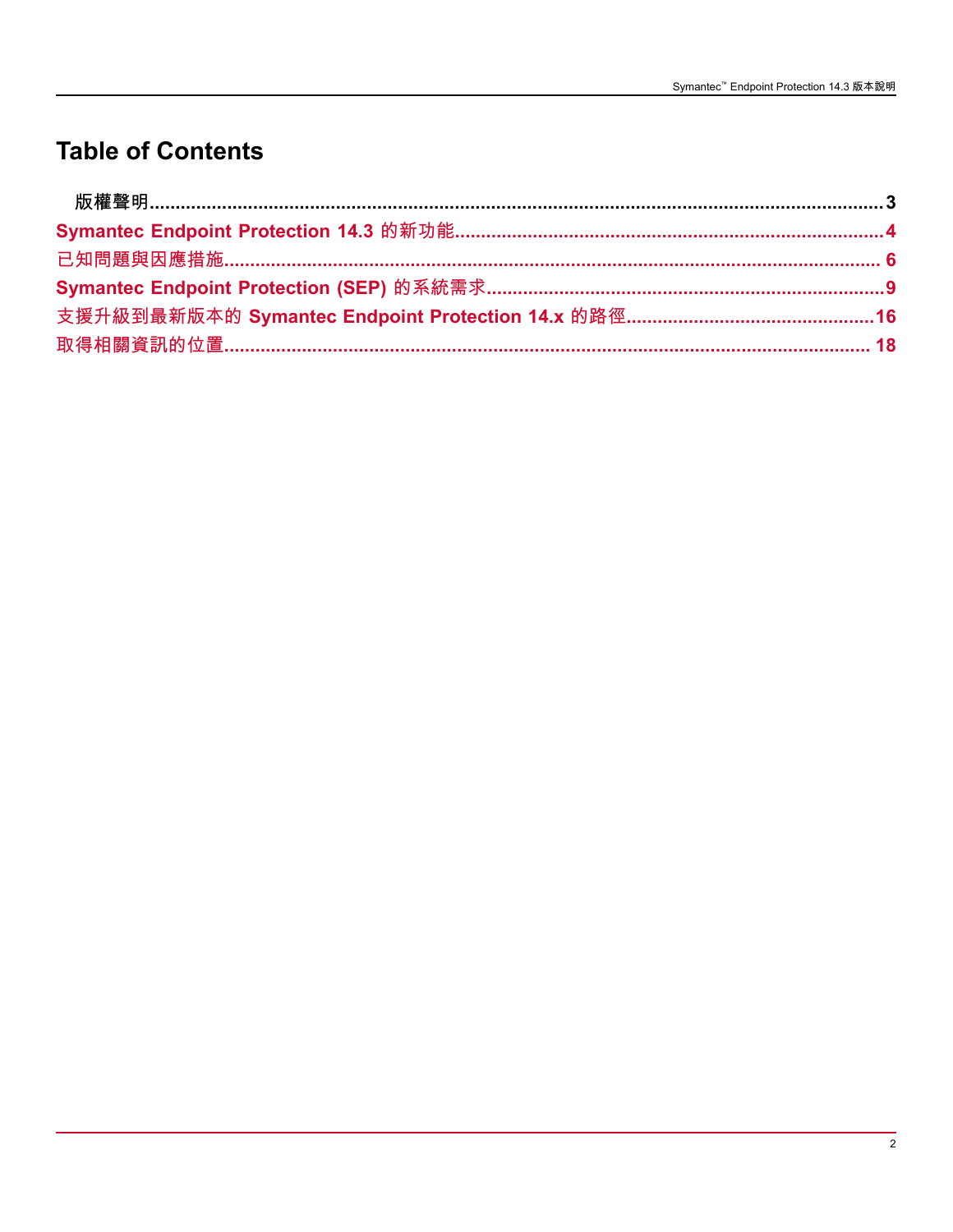# Table of Contents

版權聲明...........................................................................................................................................3

Symantec Endpoint Protection 14.3 的新功能..................................................................................4

已知問題與因應措施.........................................................................................................................6

Symantec Endpoint Protection (SEP) 的系統需求...........................................................................9

支援升級到最新版本的 Symantec Endpoint Protection 14.x 的路徑..............................................16

取得相關資訊的位置.........................................................................................................................18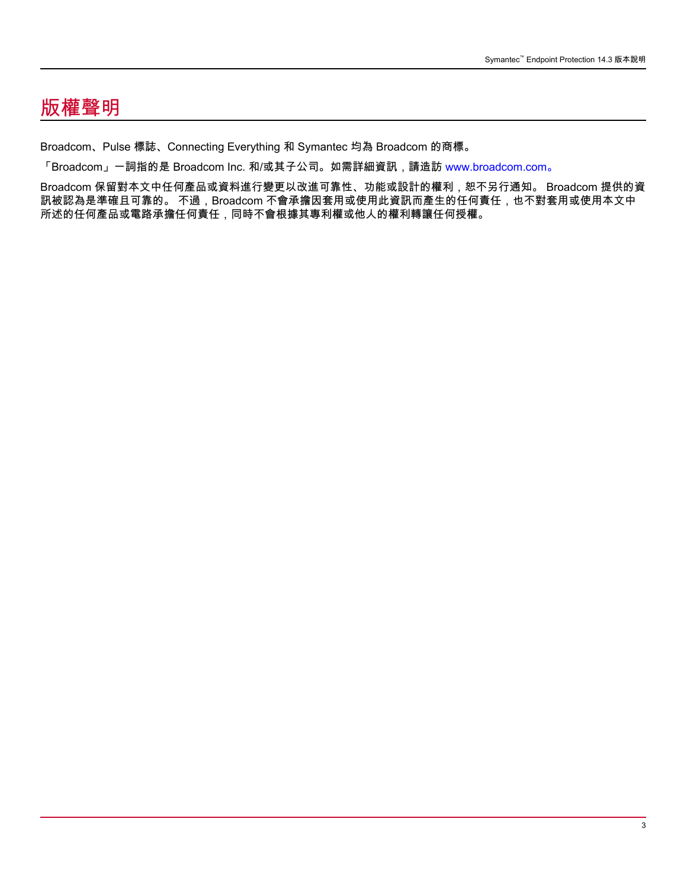# 版權聲明

Broadcom、Pulse 標誌、Connecting Everything 和 Symantec 均為 Broadcom 的商標。

「Broadcom」一詞指的是 Broadcom Inc. 和/或其子公司。如需詳細資訊，請造訪 www.broadcom.com。

Broadcom 保留對本文中任何產品或資料進行變更以改進可靠性、功能或設計的權利，恕不另行通知。 Broadcom 提供的資訊被認為是準確且可靠的。 不過，Broadcom 不會承擔因套用或使用此資訊而產生的任何責任，也不對套用或使用本文中所述的任何產品或電路承擔任何責任，同時不會根據其專利權或他人的權利轉讓任何授權。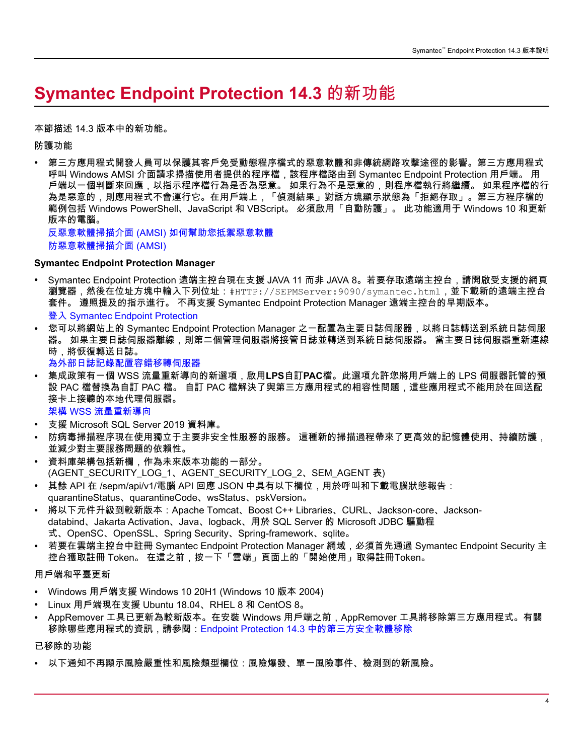# Symantec Endpoint Protection 14.3 的新功能

本節描述 14.3 版本中的新功能。

防護功能

- 第三方應用程式開發人員可以保護其客戶免受動態程序檔式的惡意軟體和非傳統網路攻擊途徑的影響。第三方應用程式呼叫 Windows AMSI 介面請求掃描使用者提供的程序檔，該程序檔路由到 Symantec Endpoint Protection 用戶端。 用戶端以一個判斷來回應，以指示程序檔行為是否為惡意。 如果行為不是惡意的，則程序檔執行將繼續。 如果程序檔的行為是惡意的，則應用程式不會運行它。在用戶端上，「偵測結果」對話方塊顯示狀態為「拒絕存取」。第三方程序檔的範例包括 Windows PowerShell、JavaScript 和 VBScript。 必須啟用「自動防護」。 此功能適用于 Windows 10 和更新版本的電腦。

  反惡意軟體掃描介面 (AMSI) 如何幫助您抵禦惡意軟體

  防惡意軟體掃描介面 (AMSI)

**Symantec Endpoint Protection Manager**

- Symantec Endpoint Protection 遠端主控台現在支援 JAVA 11 而非 JAVA 8。若要存取遠端主控台，請開啟受支援的網頁瀏覽器，然後在位址方塊中輸入下列位址：`#HTTP://SEPMServer:9090/symantec.html`，並下載新的遠端主控台套件。 遵照提及的指示進行。 不再支援 Symantec Endpoint Protection Manager 遠端主控台的早期版本。

  登入 Symantec Endpoint Protection
- 您可以將網站上的 Symantec Endpoint Protection Manager 之一配置為主要日誌伺服器，以將日誌轉送到系統日誌伺服器。 如果主要日誌伺服器離線，則第二個管理伺服器將接管日誌並轉送到系統日誌伺服器。 當主要日誌伺服器重新連線時，將恢復轉送日誌。

  為外部日誌記錄配置容錯移轉伺服器
- 集成政策有一個 WSS 流量重新導向的新選項，啟用**LPS**自訂**PAC**檔。此選項允許您將用戶端上的 LPS 伺服器託管的預設 PAC 檔替換為自訂 PAC 檔。 自訂 PAC 檔解決了與第三方應用程式的相容性問題，這些應用程式不能用於在回送配接卡上接聽的本地代理伺服器。

  架構 WSS 流量重新導向
- 支援 Microsoft SQL Server 2019 資料庫。
- 防病毒掃描程序現在使用獨立于主要非安全性服務的服務。 這種新的掃描過程帶來了更高效的記憶體使用、持續防護，並減少對主要服務問題的依賴性。
- 資料庫架構包括新欄，作為未來版本功能的一部分。
  (AGENT_SECURITY_LOG_1、AGENT_SECURITY_LOG_2、SEM_AGENT 表)
- 其餘 API 在 /sepm/api/v1/電腦 API 回應 JSON 中具有以下欄位，用於呼叫和下載電腦狀態報告：quarantineStatus、quarantineCode、wsStatus、pskVersion。
- 將以下元件升級到較新版本：Apache Tomcat、Boost C++ Libraries、CURL、Jackson-core、Jackson-databind、Jakarta Activation、Java、logback、用於 SQL Server 的 Microsoft JDBC 驅動程式、OpenSC、OpenSSL、Spring Security、Spring-framework、sqlite。
- 若要在雲端主控台中註冊 Symantec Endpoint Protection Manager 網域，必須首先通過 Symantec Endpoint Security 主控台獲取註冊 Token。 在這之前，按一下「雲端」頁面上的「開始使用」取得註冊Token。

用戶端和平臺更新

- Windows 用戶端支援 Windows 10 20H1 (Windows 10 版本 2004)
- Linux 用戶端現在支援 Ubuntu 18.04、RHEL 8 和 CentOS 8。
- AppRemover 工具已更新為較新版本。在安裝 Windows 用戶端之前，AppRemover 工具將移除第三方應用程式。有關移除哪些應用程式的資訊，請參閱：Endpoint Protection 14.3 中的第三方安全軟體移除

已移除的功能

- 以下通知不再顯示風險嚴重性和風險類型欄位：風險爆發、單一風險事件、檢測到的新風險。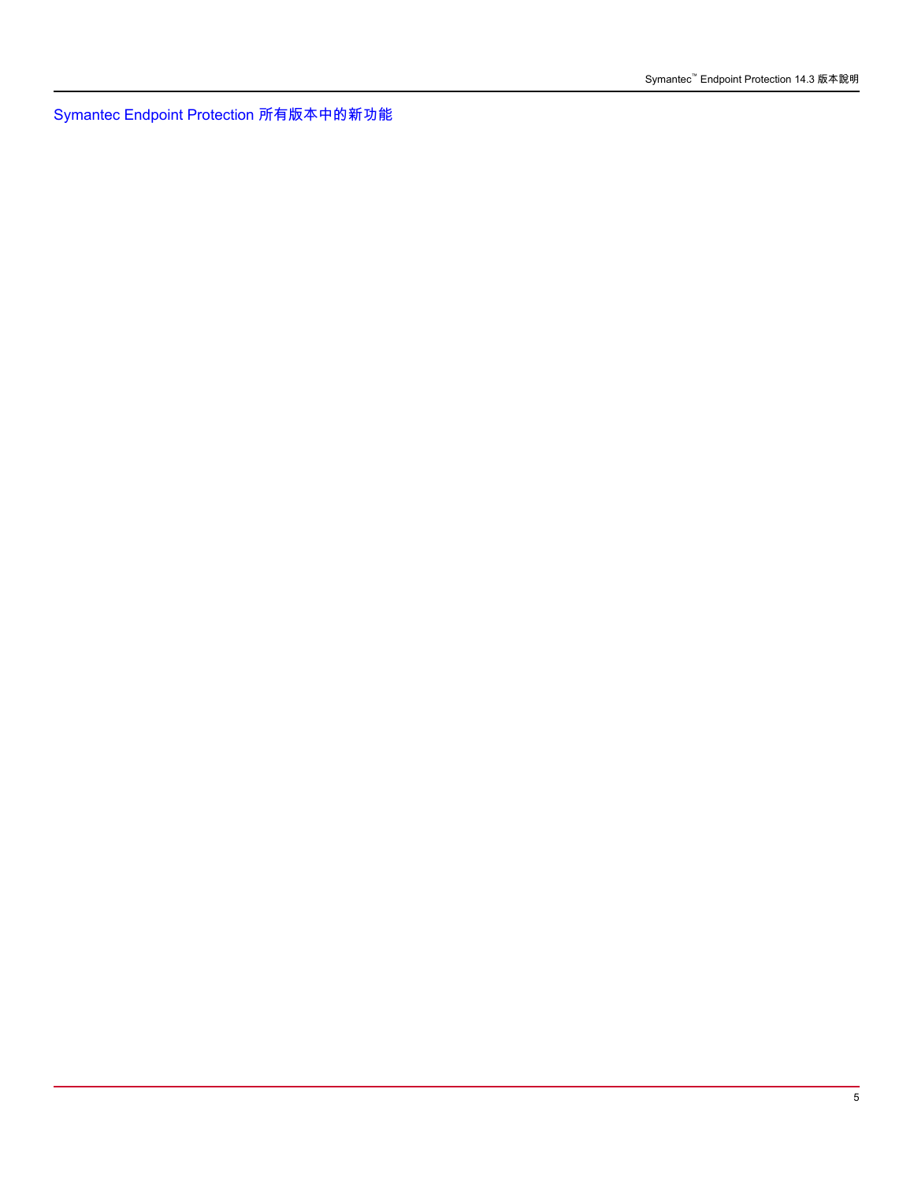Symantec Endpoint Protection 所有版本中的新功能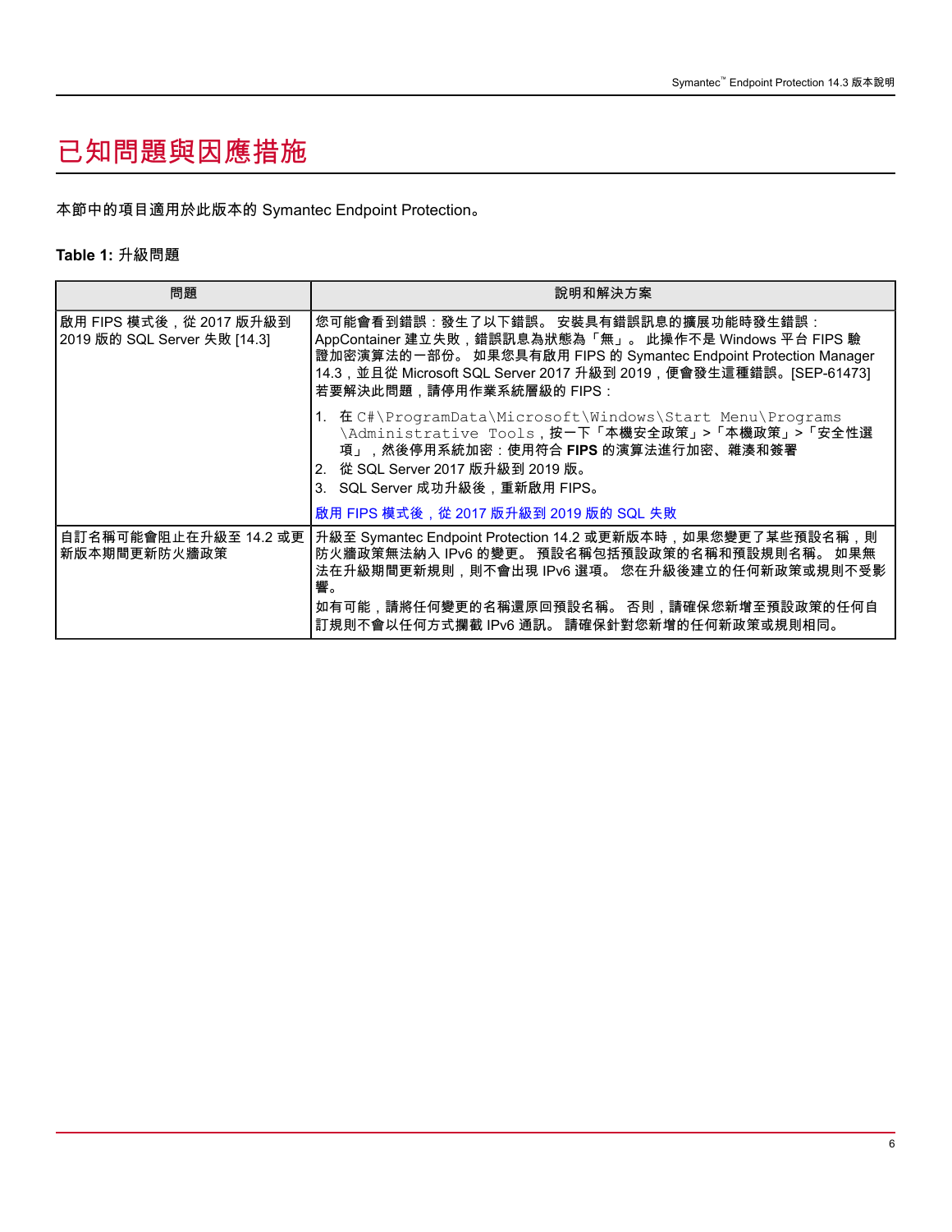# 已知問題與因應措施

本節中的項目適用於此版本的 Symantec Endpoint Protection。

**Table 1:** 升級問題

| 問題 | 說明和解決方案 |
| --- | --- |
| 啟用 FIPS 模式後，從 2017 版升級到 2019 版的 SQL Server 失敗 [14.3] | 您可能會看到錯誤：發生了以下錯誤。 安裝具有錯誤訊息的擴展功能時發生錯誤：AppContainer 建立失敗，錯誤訊息為狀態為「無」。 此操作不是 Windows 平台 FIPS 驗證加密演算法的一部份。 如果您具有啟用 FIPS 的 Symantec Endpoint Protection Manager 14.3，並且從 Microsoft SQL Server 2017 升級到 2019，便會發生這種錯誤。[SEP-61473]<br>若要解決此問題，請停用作業系統層級的 FIPS：<br>1. 在 `C#\ProgramData\Microsoft\Windows\Start Menu\Programs\Administrative Tools`，按一下「本機安全政策」>「本機政策」>「安全性選項」，然後停用系統加密：使用符合 **FIPS** 的演算法進行加密、雜湊和簽署<br>2. 從 SQL Server 2017 版升級到 2019 版。<br>3. SQL Server 成功升級後，重新啟用 FIPS。<br>啟用 FIPS 模式後，從 2017 版升級到 2019 版的 SQL 失敗 |
| 自訂名稱可能會阻止在升級至 14.2 或更新版本期間更新防火牆政策 | 升級至 Symantec Endpoint Protection 14.2 或更新版本時，如果您變更了某些預設名稱，則防火牆政策無法納入 IPv6 的變更。 預設名稱包括預設政策的名稱和預設規則名稱。 如果無法在升級期間更新規則，則不會出現 IPv6 選項。 您在升級後建立的任何新政策或規則不受影響。<br>如有可能，請將任何變更的名稱還原回預設名稱。 否則，請確保您新增至預設政策的任何自訂規則不會以任何方式攔截 IPv6 通訊。 請確保針對您新增的任何新政策或規則相同。 |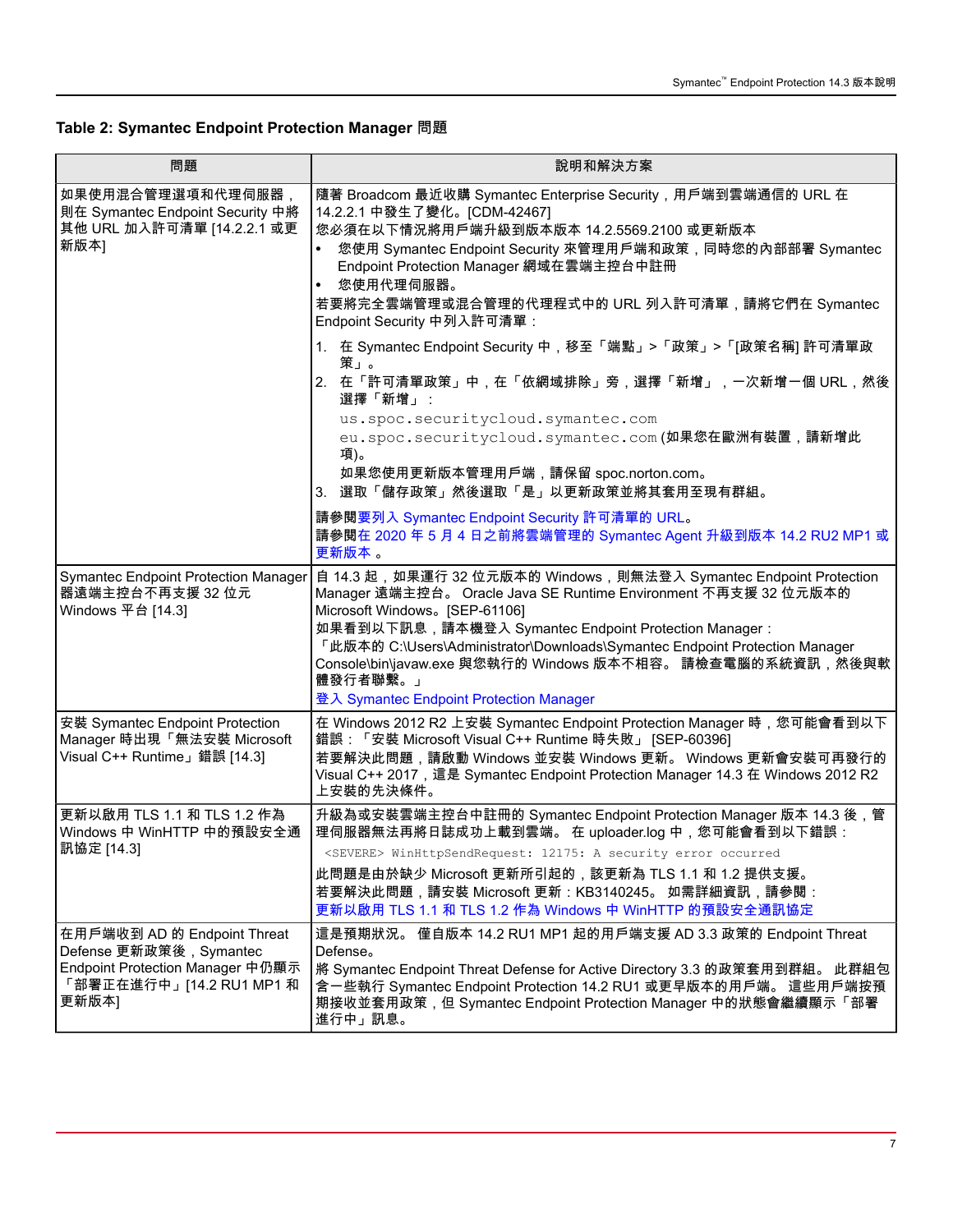**Table 2: Symantec Endpoint Protection Manager 問題**

| 問題 | 說明和解決方案 |
| --- | --- |
| 如果使用混合管理選項和代理伺服器，則在 Symantec Endpoint Security 中將其他 URL 加入許可清單 [14.2.2.1 或更新版本] | 隨著 Broadcom 最近收購 Symantec Enterprise Security，用戶端到雲端通信的 URL 在 14.2.2.1 中發生了變化。[CDM-42467]<br>您必須在以下情況將用戶端升級到版本版本 14.2.5569.2100 或更新版本<br>• 您使用 Symantec Endpoint Security 來管理用戶端和政策，同時您的內部部署 Symantec Endpoint Protection Manager 網域在雲端主控台中註冊<br>• 您使用代理伺服器。<br>若要將完全雲端管理或混合管理的代理程式中的 URL 列入許可清單，請將它們在 Symantec Endpoint Security 中列入許可清單：<br>1. 在 Symantec Endpoint Security 中，移至「端點」>「政策」>「[政策名稱] 許可清單政策」。<br>2. 在「許可清單政策」中，在「依網域排除」旁，選擇「新增」，一次新增一個 URL，然後選擇「新增」：<br>`us.spoc.securitycloud.symantec.com`<br>`eu.spoc.securitycloud.symantec.com` (如果您在歐洲有裝置，請新增此項)。<br>如果您使用更新版本管理用戶端，請保留 spoc.norton.com。<br>3. 選取「儲存政策」然後選取「是」以更新政策並將其套用至現有群組。<br>請參閱要列入 Symantec Endpoint Security 許可清單的 URL。<br>請參閱在 2020 年 5 月 4 日之前將雲端管理的 Symantec Agent 升級到版本 14.2 RU2 MP1 或更新版本。 |
| Symantec Endpoint Protection Manager 器遠端主控台不再支援 32 位元 Windows 平台 [14.3] | 自 14.3 起，如果運行 32 位元版本的 Windows，則無法登入 Symantec Endpoint Protection Manager 遠端主控台。 Oracle Java SE Runtime Environment 不再支援 32 位元版本的 Microsoft Windows。[SEP-61106]<br>如果看到以下訊息，請本機登入 Symantec Endpoint Protection Manager：<br>「此版本的 C:\Users\Administrator\Downloads\Symantec Endpoint Protection Manager Console\bin\javaw.exe 與您執行的 Windows 版本不相容。 請檢查電腦的系統資訊，然後與軟體發行者聯繫。」<br>登入 Symantec Endpoint Protection Manager |
| 安裝 Symantec Endpoint Protection Manager 時出現「無法安裝 Microsoft Visual C++ Runtime」錯誤 [14.3] | 在 Windows 2012 R2 上安裝 Symantec Endpoint Protection Manager 時，您可能會看到以下錯誤：「安裝 Microsoft Visual C++ Runtime 時失敗」 [SEP-60396]<br>若要解決此問題，請啟動 Windows 並安裝 Windows 更新。 Windows 更新會安裝可再發行的 Visual C++ 2017，這是 Symantec Endpoint Protection Manager 14.3 在 Windows 2012 R2 上安裝的先決條件。 |
| 更新以啟用 TLS 1.1 和 TLS 1.2 作為 Windows 中 WinHTTP 中的預設安全通訊協定 [14.3] | 升級為或安裝雲端主控台中註冊的 Symantec Endpoint Protection Manager 版本 14.3 後，管理伺服器無法再將日誌成功上載到雲端。 在 uploader.log 中，您可能會看到以下錯誤：<br>`<SEVERE> WinHttpSendRequest: 12175: A security error occurred`<br>此問題是由於缺少 Microsoft 更新所引起的，該更新為 TLS 1.1 和 1.2 提供支援。<br>若要解決此問題，請安裝 Microsoft 更新：KB3140245。 如需詳細資訊，請參閱：<br>更新以啟用 TLS 1.1 和 TLS 1.2 作為 Windows 中 WinHTTP 的預設安全通訊協定 |
| 在用戶端收到 AD 的 Endpoint Threat Defense 更新政策後，Symantec Endpoint Protection Manager 中仍顯示「部署正在進行中」[14.2 RU1 MP1 和更新版本] | 這是預期狀況。 僅自版本 14.2 RU1 MP1 起的用戶端支援 AD 3.3 政策的 Endpoint Threat Defense。<br>將 Symantec Endpoint Threat Defense for Active Directory 3.3 的政策套用到群組。 此群組包含一些執行 Symantec Endpoint Protection 14.2 RU1 或更早版本的用戶端。 這些用戶端按預期接收並套用政策，但 Symantec Endpoint Protection Manager 中的狀態會繼續顯示「部署進行中」訊息。 |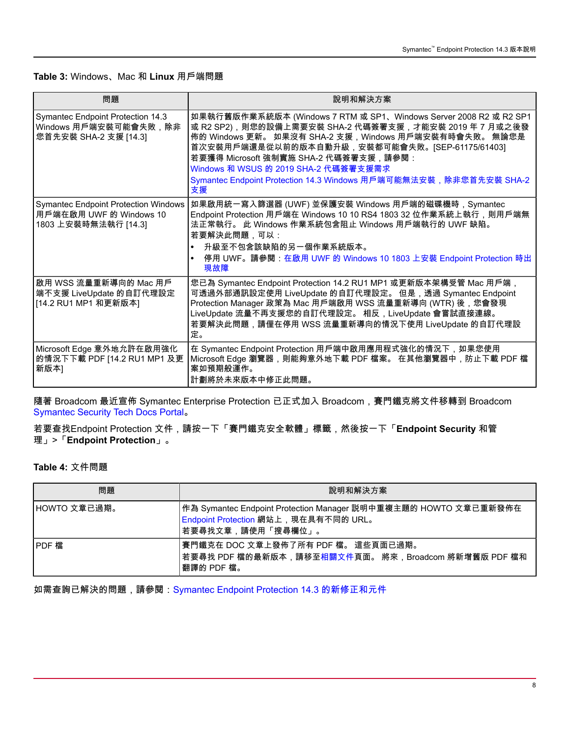**Table 3:** Windows、Mac 和 **Linux** 用戶端問題

| 問題 | 說明和解決方案 |
| --- | --- |
| Symantec Endpoint Protection 14.3 Windows 用戶端安裝可能會失敗，除非您首先安裝 SHA-2 支援 [14.3] | 如果執行舊版作業系統版本 (Windows 7 RTM 或 SP1、Windows Server 2008 R2 或 R2 SP1 或 R2 SP2)，則您的設備上需要安裝 SHA-2 代碼簽署支援，才能安裝 2019 年 7 月或之後發佈的 Windows 更新。 如果沒有 SHA-2 支援，Windows 用戶端安裝有時會失敗。 無論您是首次安裝用戶端還是從以前的版本自動升級，安裝都可能會失敗。[SEP-61175/61403]<br>若要獲得 Microsoft 強制實施 SHA-2 代碼簽署支援，請參閱：<br>Windows 和 WSUS 的 2019 SHA-2 代碼簽署支援需求<br>Symantec Endpoint Protection 14.3 Windows 用戶端可能無法安裝，除非您首先安裝 SHA-2 支援 |
| Symantec Endpoint Protection Windows 用戶端在啟用 UWF 的 Windows 10 1803 上安裝時無法執行 [14.3] | 如果啟用統一寫入篩選器 (UWF) 並保護安裝 Windows 用戶端的磁碟機時，Symantec Endpoint Protection 用戶端在 Windows 10 10 RS4 1803 32 位作業系統上執行，則用戶端無法正常執行。 此 Windows 作業系統包含阻止 Windows 用戶端執行的 UWF 缺陷。<br>若要解決此問題，可以：<br>• 升級至不包含該缺陷的另一個作業系統版本。<br>• 停用 UWF。請參閱：在啟用 UWF 的 Windows 10 1803 上安裝 Endpoint Protection 時出現故障 |
| 啟用 WSS 流量重新導向的 Mac 用戶端不支援 LiveUpdate 的自訂代理設定 [14.2 RU1 MP1 和更新版本] | 您已為 Symantec Endpoint Protection 14.2 RU1 MP1 或更新版本架構受管 Mac 用戶端，可透過外部通訊設定使用 LiveUpdate 的自訂代理設定。 但是，透過 Symantec Endpoint Protection Manager 政策為 Mac 用戶端啟用 WSS 流量重新導向 (WTR) 後，您會發現 LiveUpdate 流量不再支援您的自訂代理設定。 相反，LiveUpdate 會嘗試直接連線。<br>若要解決此問題，請僅在停用 WSS 流量重新導向的情況下使用 LiveUpdate 的自訂代理設定。 |
| Microsoft Edge 意外地允許在啟用強化的情況下下載 PDF [14.2 RU1 MP1 及更新版本] | 在 Symantec Endpoint Protection 用戶端中啟用應用程式強化的情況下，如果您使用 Microsoft Edge 瀏覽器，則能夠意外地下載 PDF 檔案。 在其他瀏覽器中，防止下載 PDF 檔案如預期般運作。<br>計劃將於未來版本中修正此問題。 |

隨著 Broadcom 最近宣佈 Symantec Enterprise Protection 已正式加入 Broadcom，賽門鐵克將文件移轉到 Broadcom Symantec Security Tech Docs Portal。

若要查找Endpoint Protection 文件，請按一下「賽門鐵克安全軟體」標籤，然後按一下「**Endpoint Security** 和管理」>「**Endpoint Protection**」。

**Table 4:** 文件問題

| 問題 | 說明和解決方案 |
| --- | --- |
| HOWTO 文章已過期。 | 作為 Symantec Endpoint Protection Manager 說明中重複主題的 HOWTO 文章已重新發佈在 Endpoint Protection 網站上，現在具有不同的 URL。<br>若要尋找文章，請使用「搜尋欄位」。 |
| PDF 檔 | 賽門鐵克在 DOC 文章上發佈了所有 PDF 檔。 這些頁面已過期。<br>若要尋找 PDF 檔的最新版本，請移至相關文件頁面。 將來，Broadcom 將新增舊版 PDF 檔和翻譯的 PDF 檔。 |

如需查詢已解決的問題，請參閱：Symantec Endpoint Protection 14.3 的新修正和元件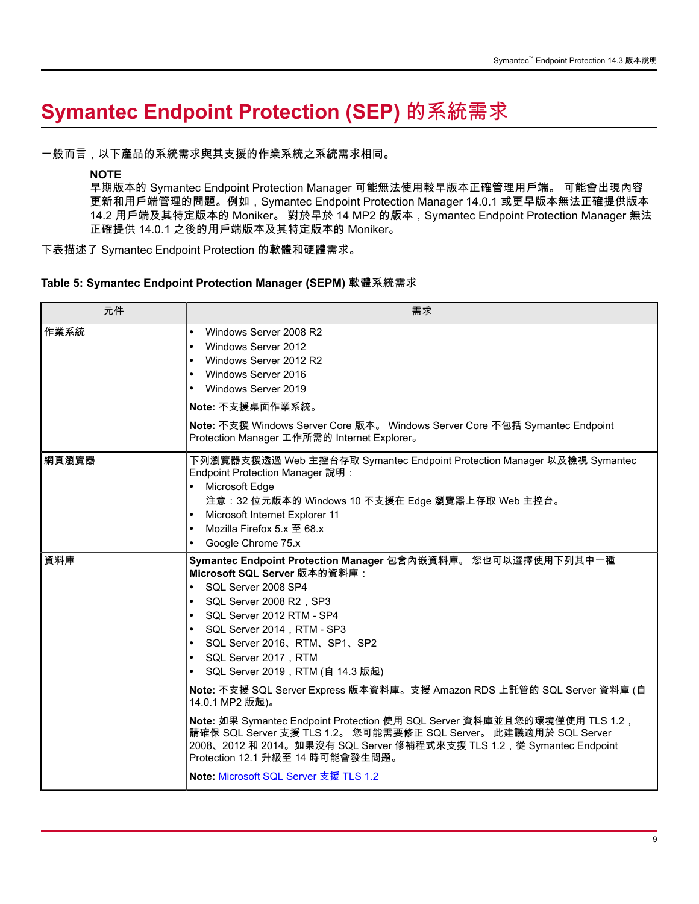# Symantec Endpoint Protection (SEP) 的系統需求

一般而言，以下產品的系統需求與其支援的作業系統之系統需求相同。

> **NOTE**
> 早期版本的 Symantec Endpoint Protection Manager 可能無法使用較早版本正確管理用戶端。 可能會出現內容更新和用戶端管理的問題。例如，Symantec Endpoint Protection Manager 14.0.1 或更早版本無法正確提供版本 14.2 用戶端及其特定版本的 Moniker。 對於早於 14 MP2 的版本，Symantec Endpoint Protection Manager 無法正確提供 14.0.1 之後的用戶端版本及其特定版本的 Moniker。

下表描述了 Symantec Endpoint Protection 的軟體和硬體需求。

**Table 5: Symantec Endpoint Protection Manager (SEPM) 軟體系統需求**

| 元件 | 需求 |
|---|---|
| 作業系統 | • Windows Server 2008 R2<br>• Windows Server 2012<br>• Windows Server 2012 R2<br>• Windows Server 2016<br>• Windows Server 2019<br><br>**Note:** 不支援桌面作業系統。<br><br>**Note:** 不支援 Windows Server Core 版本。 Windows Server Core 不包括 Symantec Endpoint Protection Manager 工作所需的 Internet Explorer。 |
| 網頁瀏覽器 | 下列瀏覽器支援透過 Web 主控台存取 Symantec Endpoint Protection Manager 以及檢視 Symantec Endpoint Protection Manager 說明：<br>• Microsoft Edge<br>注意：32 位元版本的 Windows 10 不支援在 Edge 瀏覽器上存取 Web 主控台。<br>• Microsoft Internet Explorer 11<br>• Mozilla Firefox 5.x 至 68.x<br>• Google Chrome 75.x |
| 資料庫 | **Symantec Endpoint Protection Manager** 包含內嵌資料庫。 您也可以選擇使用下列其中一種 **Microsoft SQL Server** 版本的資料庫：<br>• SQL Server 2008 SP4<br>• SQL Server 2008 R2，SP3<br>• SQL Server 2012 RTM - SP4<br>• SQL Server 2014，RTM - SP3<br>• SQL Server 2016、RTM、SP1、SP2<br>• SQL Server 2017，RTM<br>• SQL Server 2019，RTM (自 14.3 版起)<br><br>**Note:** 不支援 SQL Server Express 版本資料庫。支援 Amazon RDS 上託管的 SQL Server 資料庫 (自 14.0.1 MP2 版起)。<br><br>**Note:** 如果 Symantec Endpoint Protection 使用 SQL Server 資料庫並且您的環境僅使用 TLS 1.2，請確保 SQL Server 支援 TLS 1.2。 您可能需要修正 SQL Server。 此建議適用於 SQL Server 2008、2012 和 2014。如果沒有 SQL Server 修補程式來支援 TLS 1.2，從 Symantec Endpoint Protection 12.1 升級至 14 時可能會發生問題。<br><br>**Note:** Microsoft SQL Server 支援 TLS 1.2 |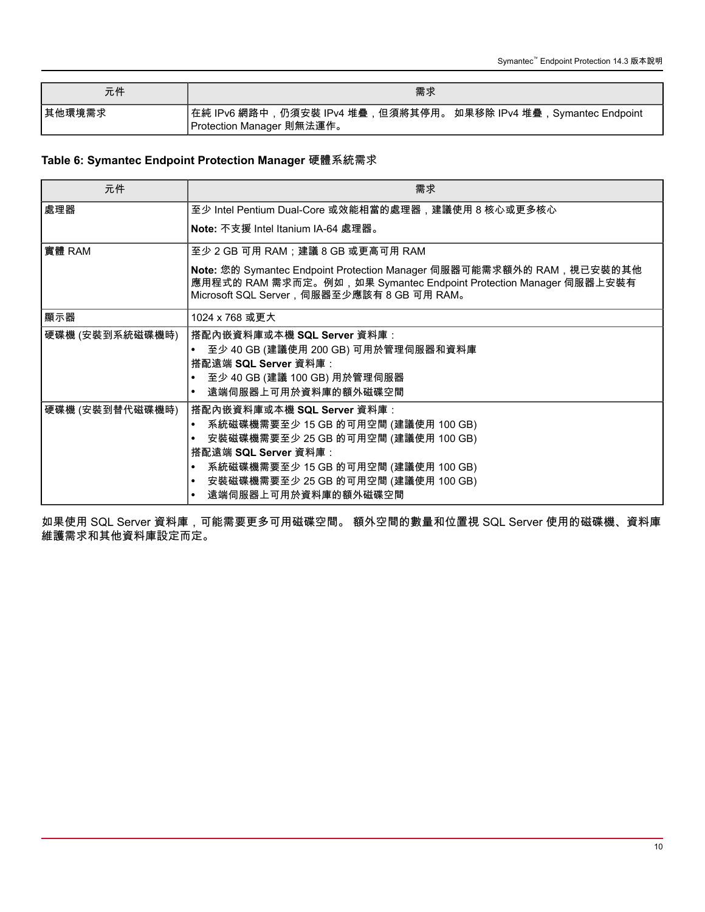| 元件 | 需求 |
| --- | --- |
| 其他環境需求 | 在純 IPv6 網路中，仍須安裝 IPv4 堆疊，但須將其停用。 如果移除 IPv4 堆疊，Symantec Endpoint Protection Manager 則無法運作。 |

**Table 6: Symantec Endpoint Protection Manager 硬體系統需求**

| 元件 | 需求 |
| --- | --- |
| 處理器 | 至少 Intel Pentium Dual-Core 或效能相當的處理器，建議使用 8 核心或更多核心<br><br>**Note:** 不支援 Intel Itanium IA-64 處理器。 |
| 實體 RAM | 至少 2 GB 可用 RAM；建議 8 GB 或更高可用 RAM<br><br>**Note:** 您的 Symantec Endpoint Protection Manager 伺服器可能需求額外的 RAM，視已安裝的其他應用程式的 RAM 需求而定。例如，如果 Symantec Endpoint Protection Manager 伺服器上安裝有 Microsoft SQL Server，伺服器至少應該有 8 GB 可用 RAM。 |
| 顯示器 | 1024 x 768 或更大 |
| 硬碟機 (安裝到系統磁碟機時) | 搭配內嵌資料庫或本機 **SQL Server** 資料庫：<br>• 至少 40 GB (建議使用 200 GB) 可用於管理伺服器和資料庫<br>搭配遠端 **SQL Server** 資料庫：<br>• 至少 40 GB (建議 100 GB) 用於管理伺服器<br>• 遠端伺服器上可用於資料庫的額外磁碟空間 |
| 硬碟機 (安裝到替代磁碟機時) | 搭配內嵌資料庫或本機 **SQL Server** 資料庫：<br>• 系統磁碟機需要至少 15 GB 的可用空間 (建議使用 100 GB)<br>• 安裝磁碟機需要至少 25 GB 的可用空間 (建議使用 100 GB)<br>搭配遠端 **SQL Server** 資料庫：<br>• 系統磁碟機需要至少 15 GB 的可用空間 (建議使用 100 GB)<br>• 安裝磁碟機需要至少 25 GB 的可用空間 (建議使用 100 GB)<br>• 遠端伺服器上可用於資料庫的額外磁碟空間 |

如果使用 SQL Server 資料庫，可能需要更多可用磁碟空間。 額外空間的數量和位置視 SQL Server 使用的磁碟機、資料庫維護需求和其他資料庫設定而定。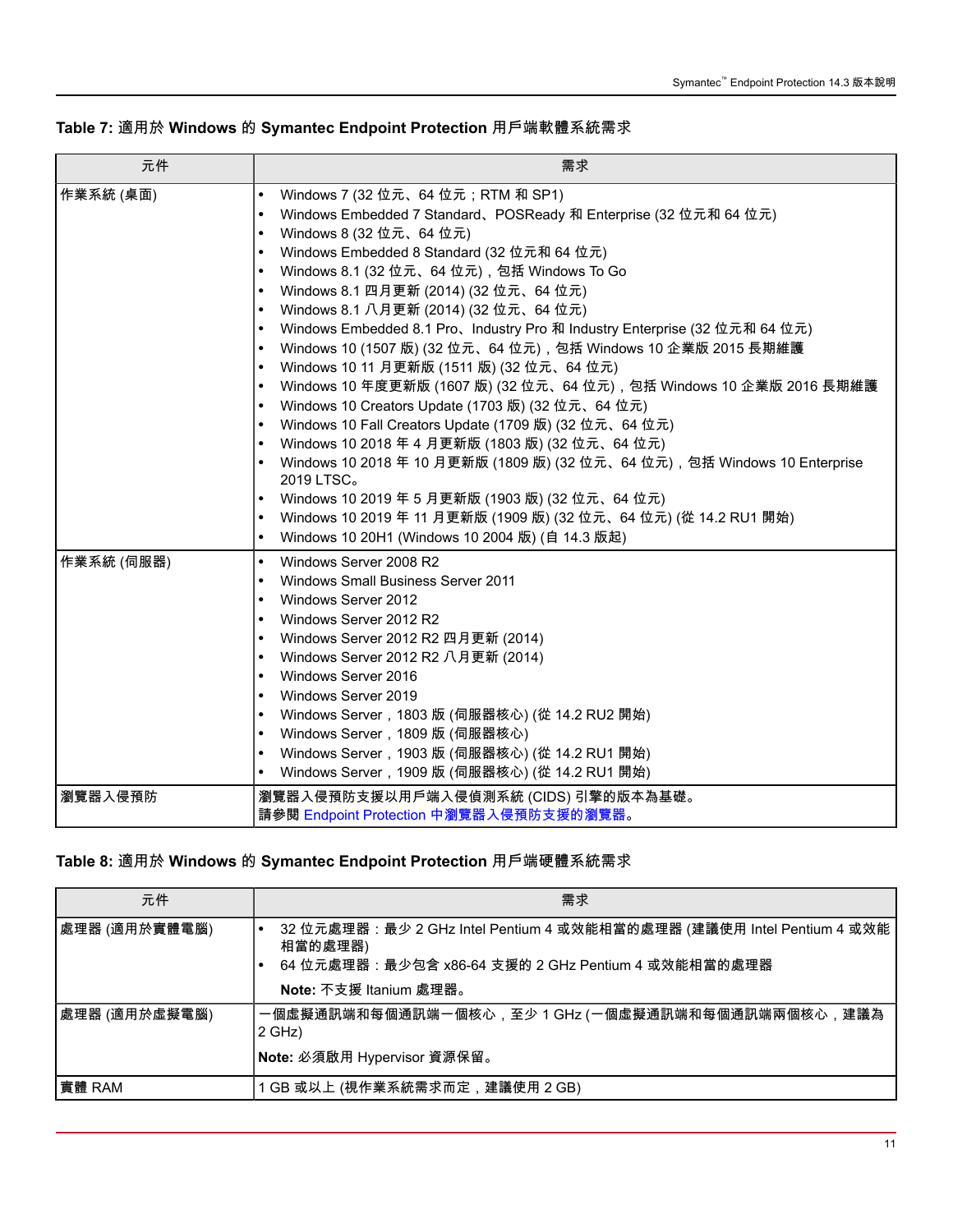**Table 7: 適用於 Windows 的 Symantec Endpoint Protection 用戶端軟體系統需求**

| 元件 | 需求 |
| --- | --- |
| 作業系統 (桌面) | • Windows 7 (32 位元、64 位元；RTM 和 SP1)<br>• Windows Embedded 7 Standard、POSReady 和 Enterprise (32 位元和 64 位元)<br>• Windows 8 (32 位元、64 位元)<br>• Windows Embedded 8 Standard (32 位元和 64 位元)<br>• Windows 8.1 (32 位元、64 位元)，包括 Windows To Go<br>• Windows 8.1 四月更新 (2014) (32 位元、64 位元)<br>• Windows 8.1 八月更新 (2014) (32 位元、64 位元)<br>• Windows Embedded 8.1 Pro、Industry Pro 和 Industry Enterprise (32 位元和 64 位元)<br>• Windows 10 (1507 版) (32 位元、64 位元)，包括 Windows 10 企業版 2015 長期維護<br>• Windows 10 11 月更新版 (1511 版) (32 位元、64 位元)<br>• Windows 10 年度更新版 (1607 版) (32 位元、64 位元)，包括 Windows 10 企業版 2016 長期維護<br>• Windows 10 Creators Update (1703 版) (32 位元、64 位元)<br>• Windows 10 Fall Creators Update (1709 版) (32 位元、64 位元)<br>• Windows 10 2018 年 4 月更新版 (1803 版) (32 位元、64 位元)<br>• Windows 10 2018 年 10 月更新版 (1809 版) (32 位元、64 位元)，包括 Windows 10 Enterprise 2019 LTSC。<br>• Windows 10 2019 年 5 月更新版 (1903 版) (32 位元、64 位元)<br>• Windows 10 2019 年 11 月更新版 (1909 版) (32 位元、64 位元) (從 14.2 RU1 開始)<br>• Windows 10 20H1 (Windows 10 2004 版) (自 14.3 版起) |
| 作業系統 (伺服器) | • Windows Server 2008 R2<br>• Windows Small Business Server 2011<br>• Windows Server 2012<br>• Windows Server 2012 R2<br>• Windows Server 2012 R2 四月更新 (2014)<br>• Windows Server 2012 R2 八月更新 (2014)<br>• Windows Server 2016<br>• Windows Server 2019<br>• Windows Server，1803 版 (伺服器核心) (從 14.2 RU2 開始)<br>• Windows Server，1809 版 (伺服器核心)<br>• Windows Server，1903 版 (伺服器核心) (從 14.2 RU1 開始)<br>• Windows Server，1909 版 (伺服器核心) (從 14.2 RU1 開始) |
| 瀏覽器入侵預防 | 瀏覽器入侵預防支援以用戶端入侵偵測系統 (CIDS) 引擎的版本為基礎。<br>請參閱 Endpoint Protection 中瀏覽器入侵預防支援的瀏覽器。 |

**Table 8: 適用於 Windows 的 Symantec Endpoint Protection 用戶端硬體系統需求**

| 元件 | 需求 |
| --- | --- |
| 處理器 (適用於實體電腦) | • 32 位元處理器：最少 2 GHz Intel Pentium 4 或效能相當的處理器 (建議使用 Intel Pentium 4 或效能相當的處理器)<br>• 64 位元處理器：最少包含 x86-64 支援的 2 GHz Pentium 4 或效能相當的處理器<br>**Note:** 不支援 Itanium 處理器。 |
| 處理器 (適用於虛擬電腦) | 一個虛擬通訊端和每個通訊端一個核心，至少 1 GHz (一個虛擬通訊端和每個通訊端兩個核心，建議為 2 GHz)<br>**Note:** 必須啟用 Hypervisor 資源保留。 |
| 實體 RAM | 1 GB 或以上 (視作業系統需求而定，建議使用 2 GB) |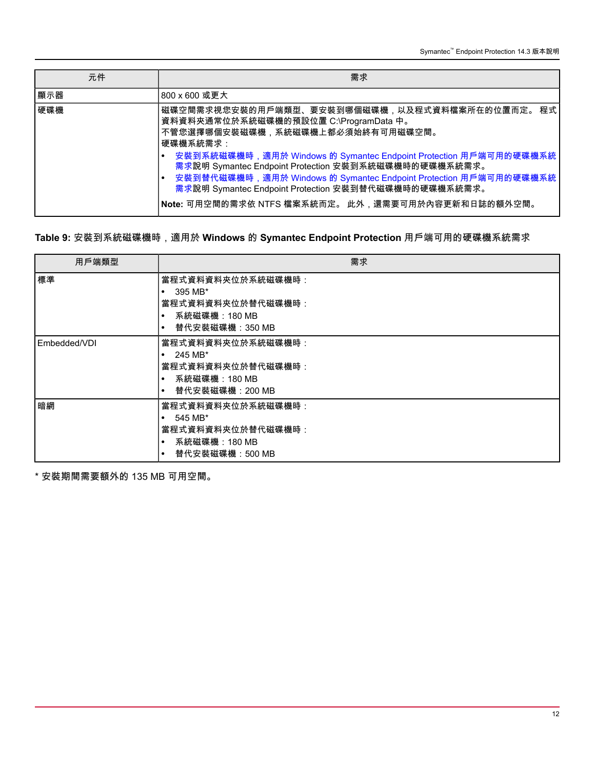| 元件 | 需求 |
| --- | --- |
| 顯示器 | 800 x 600 或更大 |
| 硬碟機 | 磁碟空間需求視您安裝的用戶端類型、要安裝到哪個磁碟機，以及程式資料檔案所在的位置而定。 程式資料資料夾通常位於系統磁碟機的預設位置 C:\ProgramData 中。<br>不管您選擇哪個安裝磁碟機，系統磁碟機上都必須始終有可用磁碟空間。<br>硬碟機系統需求：<br>• 安裝到系統磁碟機時，適用於 Windows 的 Symantec Endpoint Protection 用戶端可用的硬碟機系統需求說明 Symantec Endpoint Protection 安裝到系統磁碟機時的硬碟機系統需求。<br>• 安裝到替代磁碟機時，適用於 Windows 的 Symantec Endpoint Protection 用戶端可用的硬碟機系統需求說明 Symantec Endpoint Protection 安裝到替代磁碟機時的硬碟機系統需求。<br>**Note:** 可用空間的需求依 NTFS 檔案系統而定。 此外，還需要可用於內容更新和日誌的額外空間。 |

**Table 9:** 安裝到系統磁碟機時，適用於 **Windows** 的 **Symantec Endpoint Protection** 用戶端可用的硬碟機系統需求

| 用戶端類型 | 需求 |
| --- | --- |
| 標準 | 當程式資料資料夾位於系統磁碟機時：<br>• 395 MB*<br>當程式資料資料夾位於替代磁碟機時：<br>• 系統磁碟機：180 MB<br>• 替代安裝磁碟機：350 MB |
| Embedded/VDI | 當程式資料資料夾位於系統磁碟機時：<br>• 245 MB*<br>當程式資料資料夾位於替代磁碟機時：<br>• 系統磁碟機：180 MB<br>• 替代安裝磁碟機：200 MB |
| 暗網 | 當程式資料資料夾位於系統磁碟機時：<br>• 545 MB*<br>當程式資料資料夾位於替代磁碟機時：<br>• 系統磁碟機：180 MB<br>• 替代安裝磁碟機：500 MB |

* 安裝期間需要額外的 135 MB 可用空間。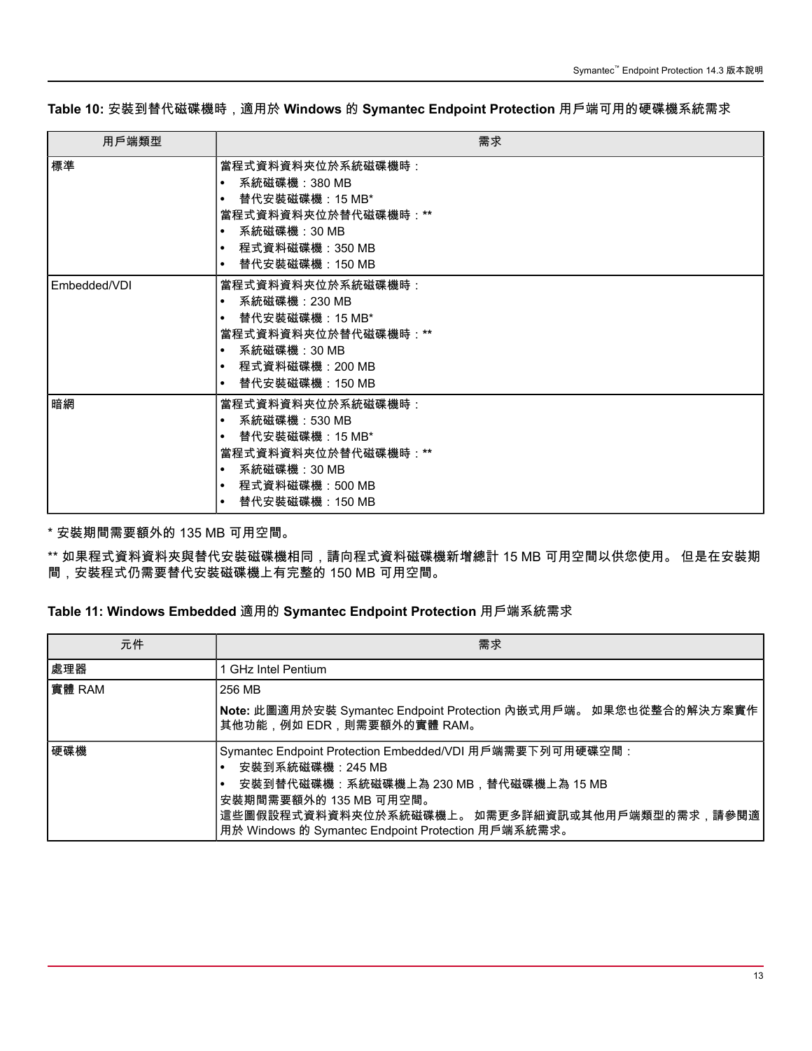**Table 10:** 安裝到替代磁碟機時，適用於 **Windows** 的 **Symantec Endpoint Protection** 用戶端可用的硬碟機系統需求

| 用戶端類型 | 需求 |
| --- | --- |
| 標準 | 當程式資料資料夾位於系統磁碟機時：<br>• 系統磁碟機：380 MB<br>• 替代安裝磁碟機：15 MB*<br>當程式資料資料夾位於替代磁碟機時：**<br>• 系統磁碟機：30 MB<br>• 程式資料磁碟機：350 MB<br>• 替代安裝磁碟機：150 MB |
| Embedded/VDI | 當程式資料資料夾位於系統磁碟機時：<br>• 系統磁碟機：230 MB<br>• 替代安裝磁碟機：15 MB*<br>當程式資料資料夾位於替代磁碟機時：**<br>• 系統磁碟機：30 MB<br>• 程式資料磁碟機：200 MB<br>• 替代安裝磁碟機：150 MB |
| 暗網 | 當程式資料資料夾位於系統磁碟機時：<br>• 系統磁碟機：530 MB<br>• 替代安裝磁碟機：15 MB*<br>當程式資料資料夾位於替代磁碟機時：**<br>• 系統磁碟機：30 MB<br>• 程式資料磁碟機：500 MB<br>• 替代安裝磁碟機：150 MB |

\* 安裝期間需要額外的 135 MB 可用空間。

** 如果程式資料資料夾與替代安裝磁碟機相同，請向程式資料磁碟機新增總計 15 MB 可用空間以供您使用。 但是在安裝期間，安裝程式仍需要替代安裝磁碟機上有完整的 150 MB 可用空間。

**Table 11: Windows Embedded** 適用的 **Symantec Endpoint Protection** 用戶端系統需求

| 元件 | 需求 |
| --- | --- |
| 處理器 | 1 GHz Intel Pentium |
| 實體 RAM | 256 MB<br>**Note:** 此圖適用於安裝 Symantec Endpoint Protection 內嵌式用戶端。 如果您也從整合的解決方案實作其他功能，例如 EDR，則需要額外的實體 RAM。 |
| 硬碟機 | Symantec Endpoint Protection Embedded/VDI 用戶端需要下列可用硬碟空間：<br>• 安裝到系統磁碟機：245 MB<br>• 安裝到替代磁碟機：系統磁碟機上為 230 MB，替代磁碟機上為 15 MB<br>安裝期間需要額外的 135 MB 可用空間。<br>這些圖假設程式資料資料夾位於系統磁碟機上。 如需更多詳細資訊或其他用戶端類型的需求，請參閱適用於 Windows 的 Symantec Endpoint Protection 用戶端系統需求。 |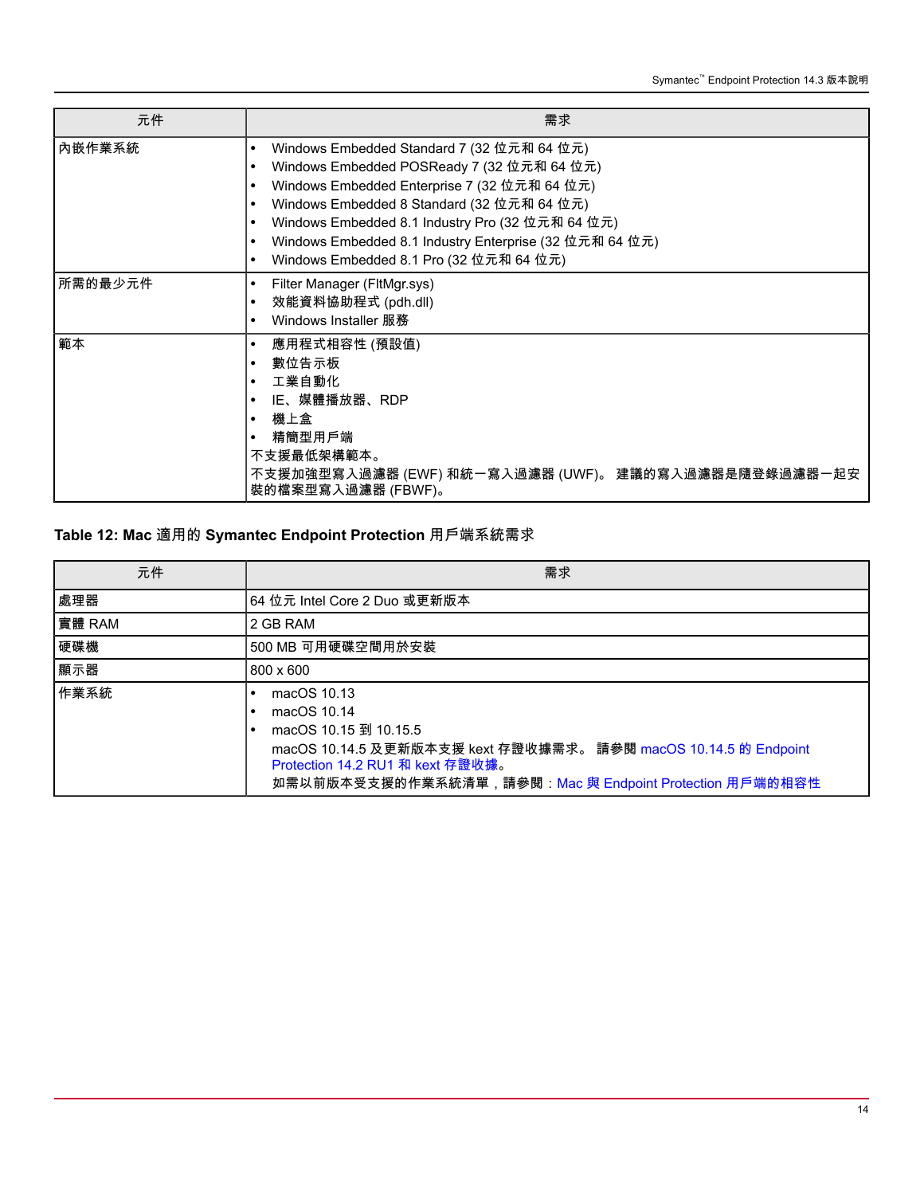| 元件 | 需求 |
| --- | --- |
| 內嵌作業系統 | • Windows Embedded Standard 7 (32 位元和 64 位元)<br>• Windows Embedded POSReady 7 (32 位元和 64 位元)<br>• Windows Embedded Enterprise 7 (32 位元和 64 位元)<br>• Windows Embedded 8 Standard (32 位元和 64 位元)<br>• Windows Embedded 8.1 Industry Pro (32 位元和 64 位元)<br>• Windows Embedded 8.1 Industry Enterprise (32 位元和 64 位元)<br>• Windows Embedded 8.1 Pro (32 位元和 64 位元) |
| 所需的最少元件 | • Filter Manager (FltMgr.sys)<br>• 效能資料協助程式 (pdh.dll)<br>• Windows Installer 服務 |
| 範本 | • 應用程式相容性 (預設值)<br>• 數位告示板<br>• 工業自動化<br>• IE、媒體播放器、RDP<br>• 機上盒<br>• 精簡型用戶端<br>不支援最低架構範本。<br>不支援加強型寫入過濾器 (EWF) 和統一寫入過濾器 (UWF)。 建議的寫入過濾器是隨登錄過濾器一起安裝的檔案型寫入過濾器 (FBWF)。 |

**Table 12: Mac 適用的 Symantec Endpoint Protection 用戶端系統需求**

| 元件 | 需求 |
| --- | --- |
| 處理器 | 64 位元 Intel Core 2 Duo 或更新版本 |
| 實體 RAM | 2 GB RAM |
| 硬碟機 | 500 MB 可用硬碟空間用於安裝 |
| 顯示器 | 800 x 600 |
| 作業系統 | • macOS 10.13<br>• macOS 10.14<br>• macOS 10.15 到 10.15.5<br>macOS 10.14.5 及更新版本支援 kext 存證收據需求。 請參閱 macOS 10.14.5 的 Endpoint Protection 14.2 RU1 和 kext 存證收據。<br>如需以前版本受支援的作業系統清單，請參閱：Mac 與 Endpoint Protection 用戶端的相容性 |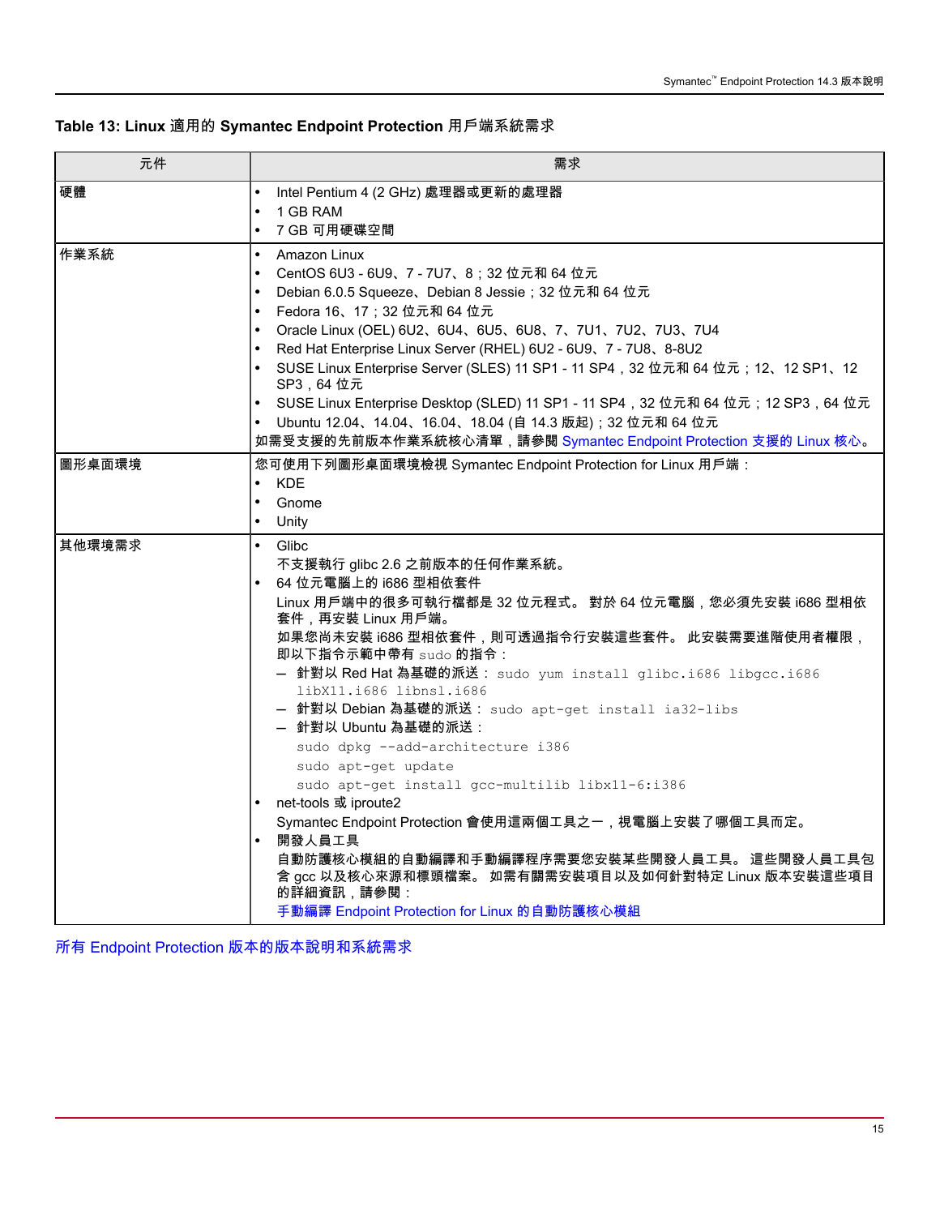**Table 13: Linux 適用的 Symantec Endpoint Protection 用戶端系統需求**

| 元件 | 需求 |
| --- | --- |
| 硬體 | • Intel Pentium 4 (2 GHz) 處理器或更新的處理器<br>• 1 GB RAM<br>• 7 GB 可用硬碟空間 |
| 作業系統 | • Amazon Linux<br>• CentOS 6U3 - 6U9、7 - 7U7、8；32 位元和 64 位元<br>• Debian 6.0.5 Squeeze、Debian 8 Jessie；32 位元和 64 位元<br>• Fedora 16、17；32 位元和 64 位元<br>• Oracle Linux (OEL) 6U2、6U4、6U5、6U8、7、7U1、7U2、7U3、7U4<br>• Red Hat Enterprise Linux Server (RHEL) 6U2 - 6U9、7 - 7U8、8-8U2<br>• SUSE Linux Enterprise Server (SLES) 11 SP1 - 11 SP4，32 位元和 64 位元；12、12 SP1、12 SP3，64 位元<br>• SUSE Linux Enterprise Desktop (SLED) 11 SP1 - 11 SP4，32 位元和 64 位元；12 SP3，64 位元<br>• Ubuntu 12.04、14.04、16.04、18.04 (自 14.3 版起)；32 位元和 64 位元<br>如需受支援的先前版本作業系統核心清單，請參閱 Symantec Endpoint Protection 支援的 Linux 核心。 |
| 圖形桌面環境 | 您可使用下列圖形桌面環境檢視 Symantec Endpoint Protection for Linux 用戶端：<br>• KDE<br>• Gnome<br>• Unity |
| 其他環境需求 | • Glibc<br>不支援執行 glibc 2.6 之前版本的任何作業系統。<br>• 64 位元電腦上的 i686 型相依套件<br>Linux 用戶端中的很多可執行檔都是 32 位元程式。 對於 64 位元電腦，您必須先安裝 i686 型相依套件，再安裝 Linux 用戶端。<br>如果您尚未安裝 i686 型相依套件，則可透過指令行安裝這些套件。 此安裝需要進階使用者權限，即以下指令示範中帶有 `sudo` 的指令：<br>– 針對以 Red Hat 為基礎的派送： `sudo yum install glibc.i686 libgcc.i686 libX11.i686 libnsl.i686`<br>– 針對以 Debian 為基礎的派送： `sudo apt-get install ia32-libs`<br>– 針對以 Ubuntu 為基礎的派送：<br>`sudo dpkg --add-architecture i386`<br>`sudo apt-get update`<br>`sudo apt-get install gcc-multilib libx11-6:i386`<br>• net-tools 或 iproute2<br>Symantec Endpoint Protection 會使用這兩個工具之一，視電腦上安裝了哪個工具而定。<br>• 開發人員工具<br>自動防護核心模組的自動編譯和手動編譯程序需要您安裝某些開發人員工具。 這些開發人員工具包含 gcc 以及核心來源和標頭檔案。 如需有關需安裝項目以及如何針對特定 Linux 版本安裝這些項目的詳細資訊，請參閱：<br>手動編譯 Endpoint Protection for Linux 的自動防護核心模組 |

所有 Endpoint Protection 版本的版本說明和系統需求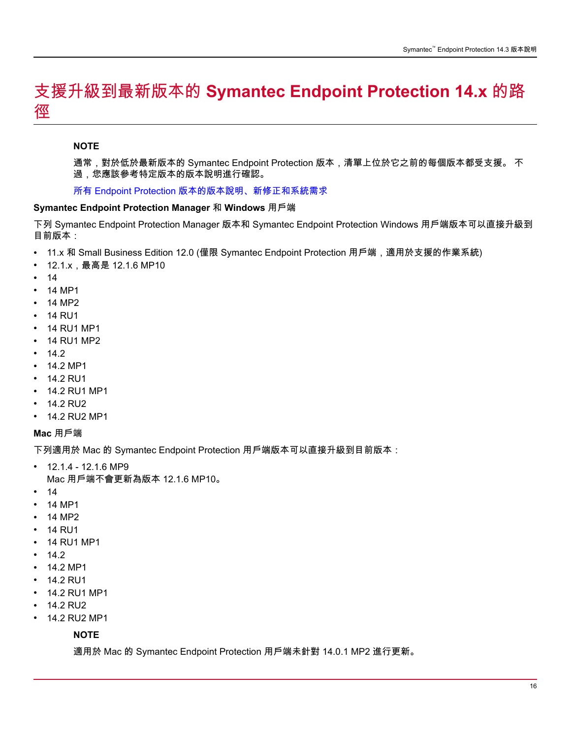# 支援升級到最新版本的 Symantec Endpoint Protection 14.x 的路徑

**NOTE**

通常，對於低於最新版本的 Symantec Endpoint Protection 版本，清單上位於它之前的每個版本都受支援。 不過，您應該參考特定版本的版本說明進行確認。

所有 Endpoint Protection 版本的版本說明、新修正和系統需求

**Symantec Endpoint Protection Manager 和 Windows 用戶端**

下列 Symantec Endpoint Protection Manager 版本和 Symantec Endpoint Protection Windows 用戶端版本可以直接升級到目前版本：

- 11.x 和 Small Business Edition 12.0 (僅限 Symantec Endpoint Protection 用戶端，適用於支援的作業系統)
- 12.1.x，最高是 12.1.6 MP10
- 14
- 14 MP1
- 14 MP2
- 14 RU1
- 14 RU1 MP1
- 14 RU1 MP2
- 14.2
- 14.2 MP1
- 14.2 RU1
- 14.2 RU1 MP1
- 14.2 RU2
- 14.2 RU2 MP1

**Mac 用戶端**

下列適用於 Mac 的 Symantec Endpoint Protection 用戶端版本可以直接升級到目前版本：

- 12.1.4 - 12.1.6 MP9
  Mac 用戶端不會更新為版本 12.1.6 MP10。
- 14
- 14 MP1
- 14 MP2
- 14 RU1
- 14 RU1 MP1
- 14.2
- 14.2 MP1
- 14.2 RU1
- 14.2 RU1 MP1
- 14.2 RU2
- 14.2 RU2 MP1

**NOTE**

適用於 Mac 的 Symantec Endpoint Protection 用戶端未針對 14.0.1 MP2 進行更新。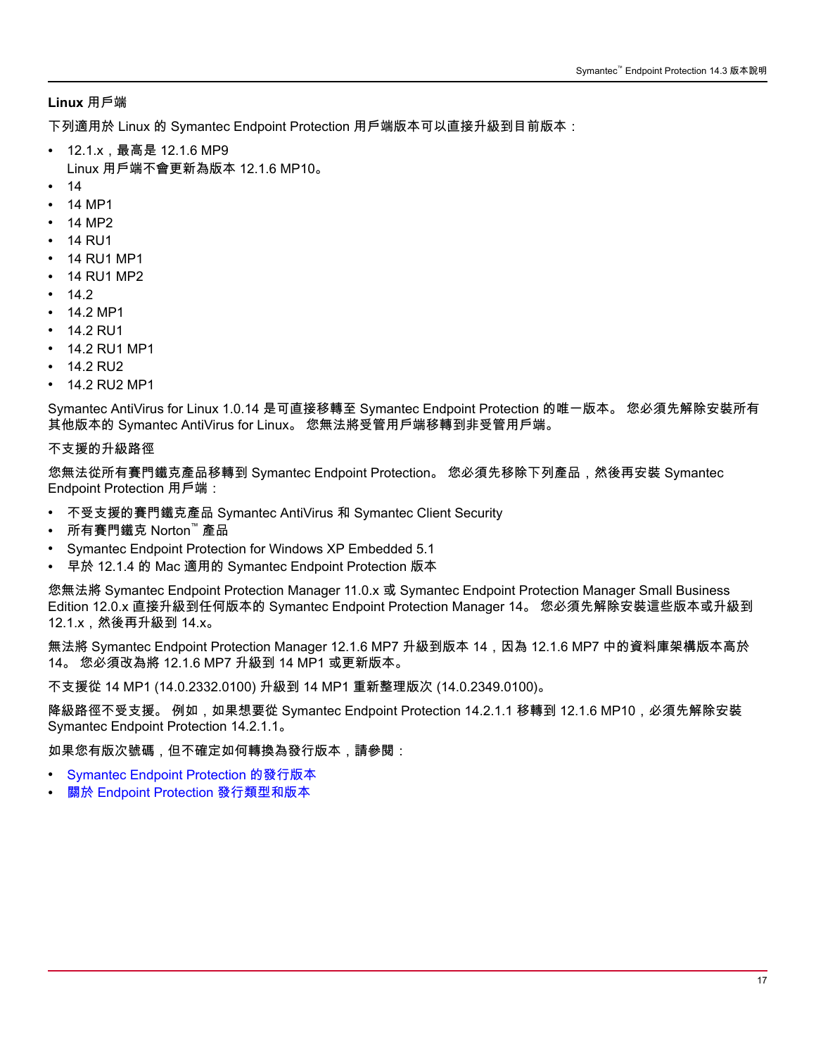**Linux 用戶端**

下列適用於 Linux 的 Symantec Endpoint Protection 用戶端版本可以直接升級到目前版本：

- 12.1.x，最高是 12.1.6 MP9
  Linux 用戶端不會更新為版本 12.1.6 MP10。
- 14
- 14 MP1
- 14 MP2
- 14 RU1
- 14 RU1 MP1
- 14 RU1 MP2
- 14.2
- 14.2 MP1
- 14.2 RU1
- 14.2 RU1 MP1
- 14.2 RU2
- 14.2 RU2 MP1

Symantec AntiVirus for Linux 1.0.14 是可直接移轉至 Symantec Endpoint Protection 的唯一版本。 您必須先解除安裝所有其他版本的 Symantec AntiVirus for Linux。 您無法將受管用戶端移轉到非受管用戶端。

不支援的升級路徑

您無法從所有賽門鐵克產品移轉到 Symantec Endpoint Protection。 您必須先移除下列產品，然後再安裝 Symantec Endpoint Protection 用戶端：

- 不受支援的賽門鐵克產品 Symantec AntiVirus 和 Symantec Client Security
- 所有賽門鐵克 Norton™ 產品
- Symantec Endpoint Protection for Windows XP Embedded 5.1
- 早於 12.1.4 的 Mac 適用的 Symantec Endpoint Protection 版本

您無法將 Symantec Endpoint Protection Manager 11.0.x 或 Symantec Endpoint Protection Manager Small Business Edition 12.0.x 直接升級到任何版本的 Symantec Endpoint Protection Manager 14。 您必須先解除安裝這些版本或升級到 12.1.x，然後再升級到 14.x。

無法將 Symantec Endpoint Protection Manager 12.1.6 MP7 升級到版本 14，因為 12.1.6 MP7 中的資料庫架構版本高於 14。 您必須改為將 12.1.6 MP7 升級到 14 MP1 或更新版本。

不支援從 14 MP1 (14.0.2332.0100) 升級到 14 MP1 重新整理版次 (14.0.2349.0100)。

降級路徑不受支援。 例如，如果想要從 Symantec Endpoint Protection 14.2.1.1 移轉到 12.1.6 MP10，必須先解除安裝 Symantec Endpoint Protection 14.2.1.1。

如果您有版次號碼，但不確定如何轉換為發行版本，請參閱：

- Symantec Endpoint Protection 的發行版本
- 關於 Endpoint Protection 發行類型和版本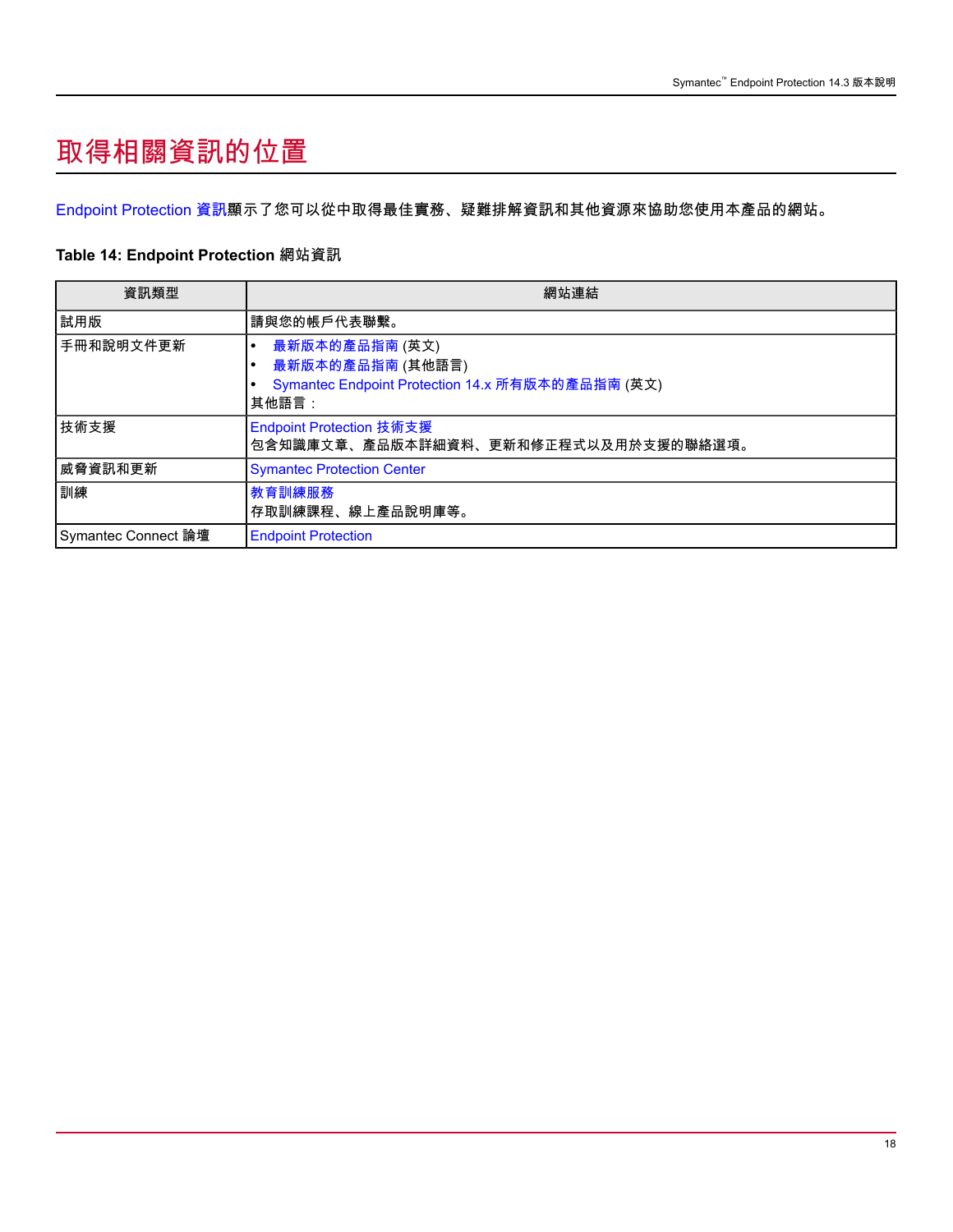# 取得相關資訊的位置

Endpoint Protection 資訊顯示了您可以從中取得最佳實務、疑難排解資訊和其他資源來協助您使用本產品的網站。

**Table 14: Endpoint Protection 網站資訊**

| 資訊類型 | 網站連結 |
| --- | --- |
| 試用版 | 請與您的帳戶代表聯繫。 |
| 手冊和說明文件更新 | • 最新版本的產品指南 (英文)<br>• 最新版本的產品指南 (其他語言)<br>• Symantec Endpoint Protection 14.x 所有版本的產品指南 (英文)<br>其他語言： |
| 技術支援 | Endpoint Protection 技術支援<br>包含知識庫文章、產品版本詳細資料、更新和修正程式以及用於支援的聯絡選項。 |
| 威脅資訊和更新 | Symantec Protection Center |
| 訓練 | 教育訓練服務<br>存取訓練課程、線上產品說明庫等。 |
| Symantec Connect 論壇 | Endpoint Protection |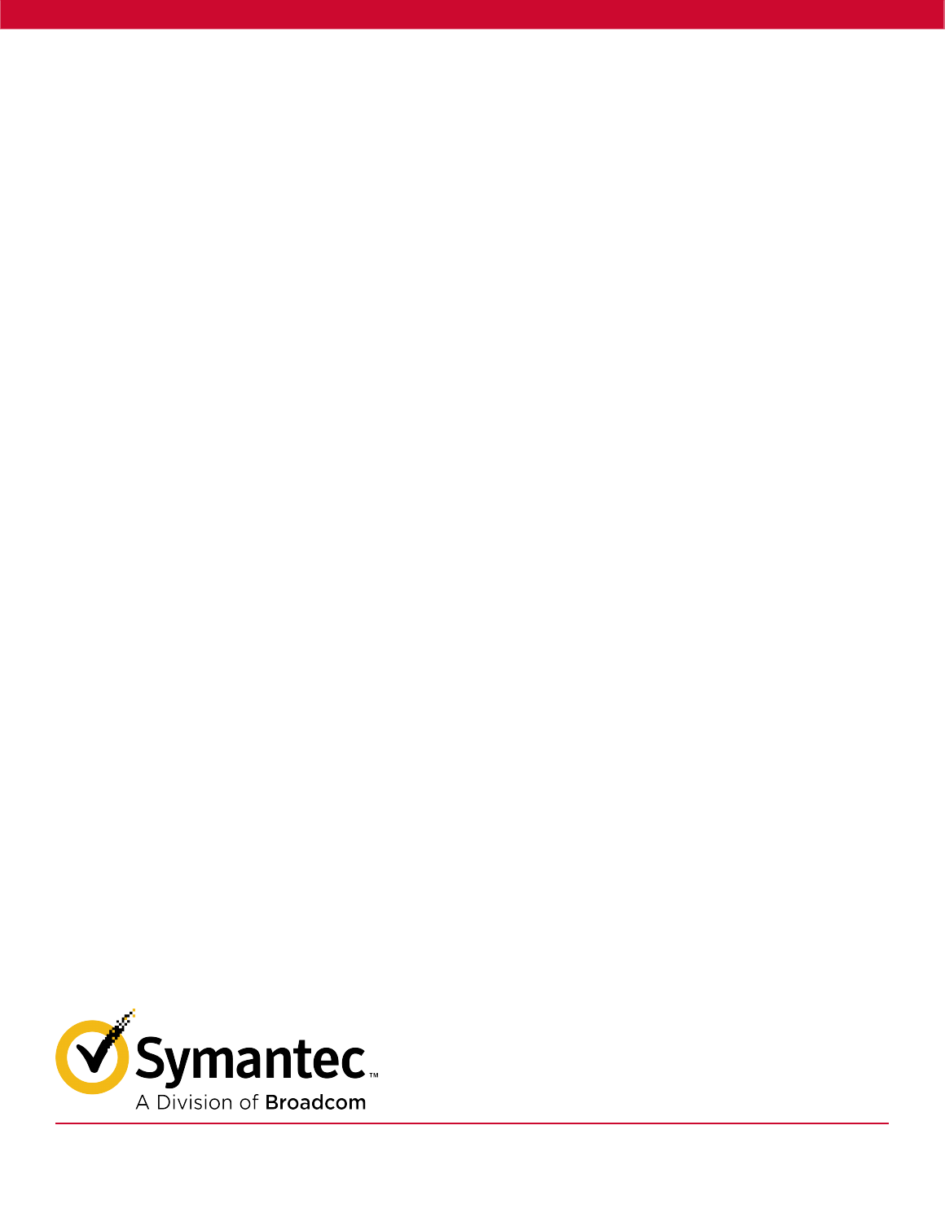Symantec™

A Division of Broadcom